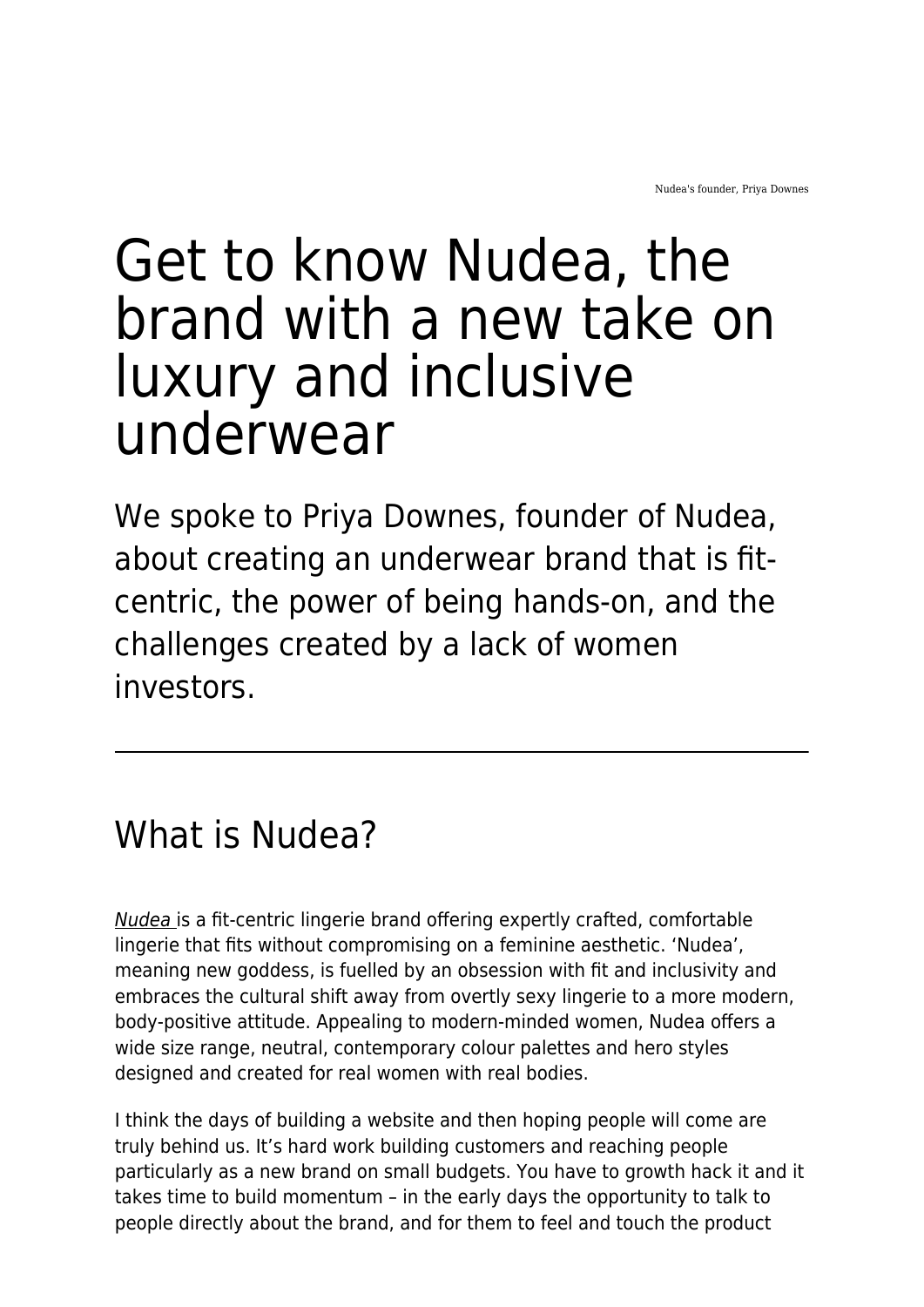Nudea's founder, Priya Downes

# Get to know Nudea, the brand with a new take on luxury and inclusive underwear

We spoke to Priya Downes, founder of Nudea, about creating an underwear brand that is fit-centric, the power of being hands-on, and the challenges created by a lack of women investors.

---

## What is Nudea?

*Nudea* is a fit-centric lingerie brand offering expertly crafted, comfortable lingerie that fits without compromising on a feminine aesthetic. 'Nudea', meaning new goddess, is fuelled by an obsession with fit and inclusivity and embraces the cultural shift away from overtly sexy lingerie to a more modern, body-positive attitude. Appealing to modern-minded women, Nudea offers a wide size range, neutral, contemporary colour palettes and hero styles designed and created for real women with real bodies.

I think the days of building a website and then hoping people will come are truly behind us. It's hard work building customers and reaching people particularly as a new brand on small budgets. You have to growth hack it and it takes time to build momentum – in the early days the opportunity to talk to people directly about the brand, and for them to feel and touch the product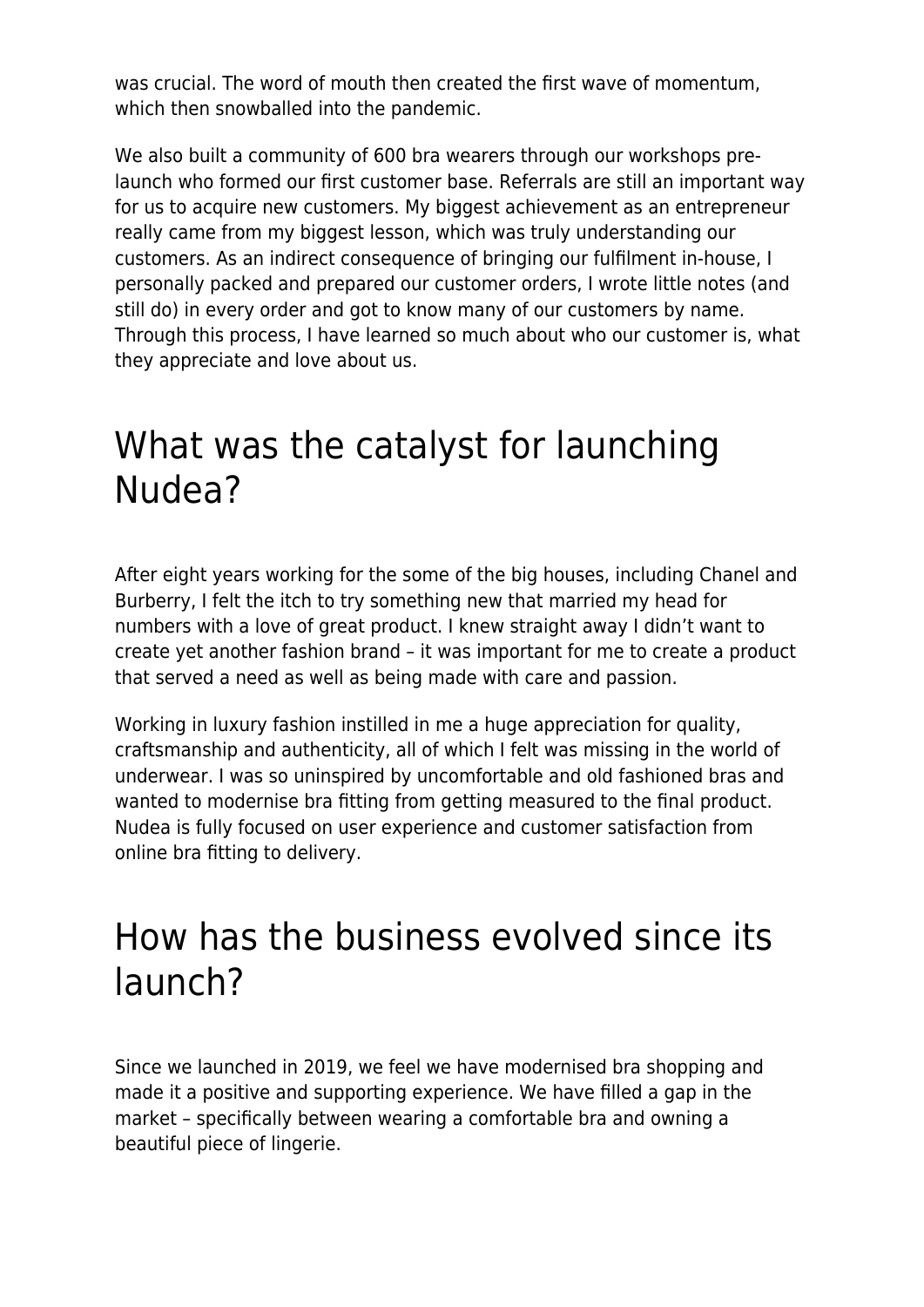was crucial. The word of mouth then created the first wave of momentum, which then snowballed into the pandemic.

We also built a community of 600 bra wearers through our workshops pre-launch who formed our first customer base. Referrals are still an important way for us to acquire new customers. My biggest achievement as an entrepreneur really came from my biggest lesson, which was truly understanding our customers. As an indirect consequence of bringing our fulfilment in-house, I personally packed and prepared our customer orders, I wrote little notes (and still do) in every order and got to know many of our customers by name. Through this process, I have learned so much about who our customer is, what they appreciate and love about us.

## What was the catalyst for launching Nudea?

After eight years working for the some of the big houses, including Chanel and Burberry, I felt the itch to try something new that married my head for numbers with a love of great product. I knew straight away I didn't want to create yet another fashion brand – it was important for me to create a product that served a need as well as being made with care and passion.

Working in luxury fashion instilled in me a huge appreciation for quality, craftsmanship and authenticity, all of which I felt was missing in the world of underwear. I was so uninspired by uncomfortable and old fashioned bras and wanted to modernise bra fitting from getting measured to the final product. Nudea is fully focused on user experience and customer satisfaction from online bra fitting to delivery.

## How has the business evolved since its launch?

Since we launched in 2019, we feel we have modernised bra shopping and made it a positive and supporting experience. We have filled a gap in the market – specifically between wearing a comfortable bra and owning a beautiful piece of lingerie.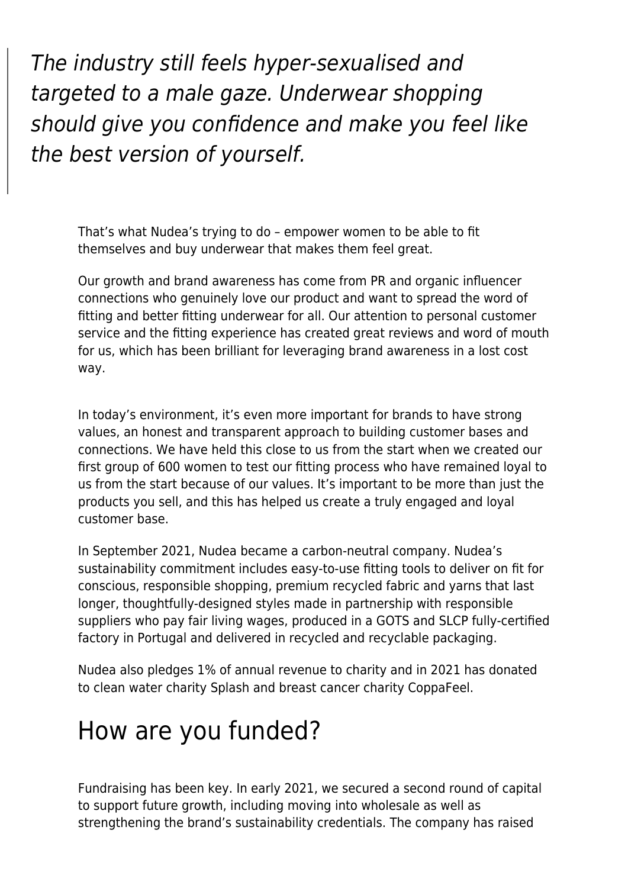> *The industry still feels hyper-sexualised and targeted to a male gaze. Underwear shopping should give you confidence and make you feel like the best version of yourself.*

That’s what Nudea’s trying to do – empower women to be able to fit themselves and buy underwear that makes them feel great.

Our growth and brand awareness has come from PR and organic influencer connections who genuinely love our product and want to spread the word of fitting and better fitting underwear for all. Our attention to personal customer service and the fitting experience has created great reviews and word of mouth for us, which has been brilliant for leveraging brand awareness in a lost cost way.

In today’s environment, it’s even more important for brands to have strong values, an honest and transparent approach to building customer bases and connections. We have held this close to us from the start when we created our first group of 600 women to test our fitting process who have remained loyal to us from the start because of our values. It’s important to be more than just the products you sell, and this has helped us create a truly engaged and loyal customer base.

In September 2021, Nudea became a carbon-neutral company. Nudea’s sustainability commitment includes easy-to-use fitting tools to deliver on fit for conscious, responsible shopping, premium recycled fabric and yarns that last longer, thoughtfully-designed styles made in partnership with responsible suppliers who pay fair living wages, produced in a GOTS and SLCP fully-certified factory in Portugal and delivered in recycled and recyclable packaging.

Nudea also pledges 1% of annual revenue to charity and in 2021 has donated to clean water charity Splash and breast cancer charity CoppaFeel.

## How are you funded?

Fundraising has been key. In early 2021, we secured a second round of capital to support future growth, including moving into wholesale as well as strengthening the brand’s sustainability credentials. The company has raised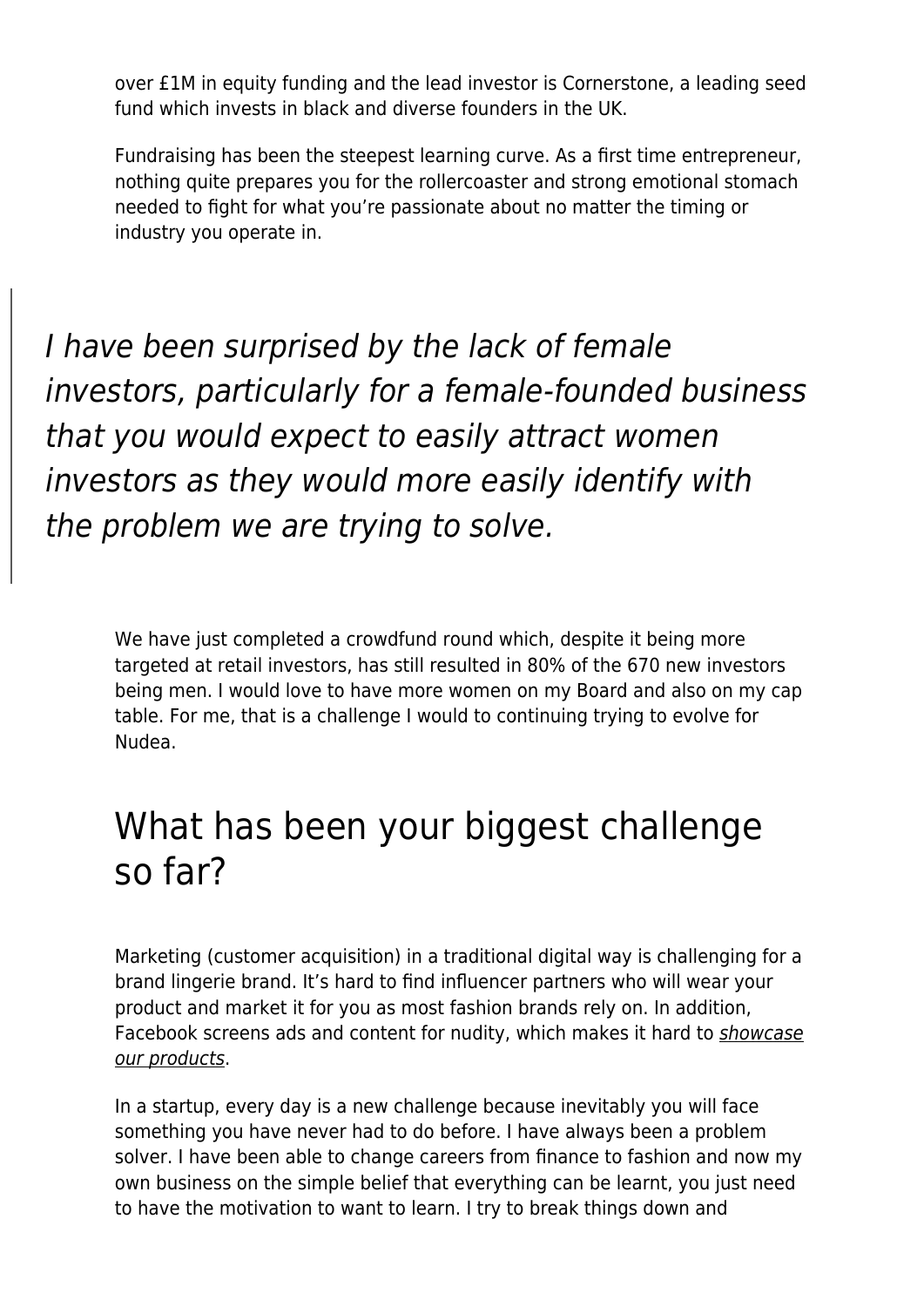over £1M in equity funding and the lead investor is Cornerstone, a leading seed fund which invests in black and diverse founders in the UK.

Fundraising has been the steepest learning curve. As a first time entrepreneur, nothing quite prepares you for the rollercoaster and strong emotional stomach needed to fight for what you’re passionate about no matter the timing or industry you operate in.

> *I have been surprised by the lack of female investors, particularly for a female-founded business that you would expect to easily attract women investors as they would more easily identify with the problem we are trying to solve.*

We have just completed a crowdfund round which, despite it being more targeted at retail investors, has still resulted in 80% of the 670 new investors being men. I would love to have more women on my Board and also on my cap table. For me, that is a challenge I would to continuing trying to evolve for Nudea.

## What has been your biggest challenge so far?

Marketing (customer acquisition) in a traditional digital way is challenging for a brand lingerie brand. It’s hard to find influencer partners who will wear your product and market it for you as most fashion brands rely on. In addition, Facebook screens ads and content for nudity, which makes it hard to *showcase our products*.

In a startup, every day is a new challenge because inevitably you will face something you have never had to do before. I have always been a problem solver. I have been able to change careers from finance to fashion and now my own business on the simple belief that everything can be learnt, you just need to have the motivation to want to learn. I try to break things down and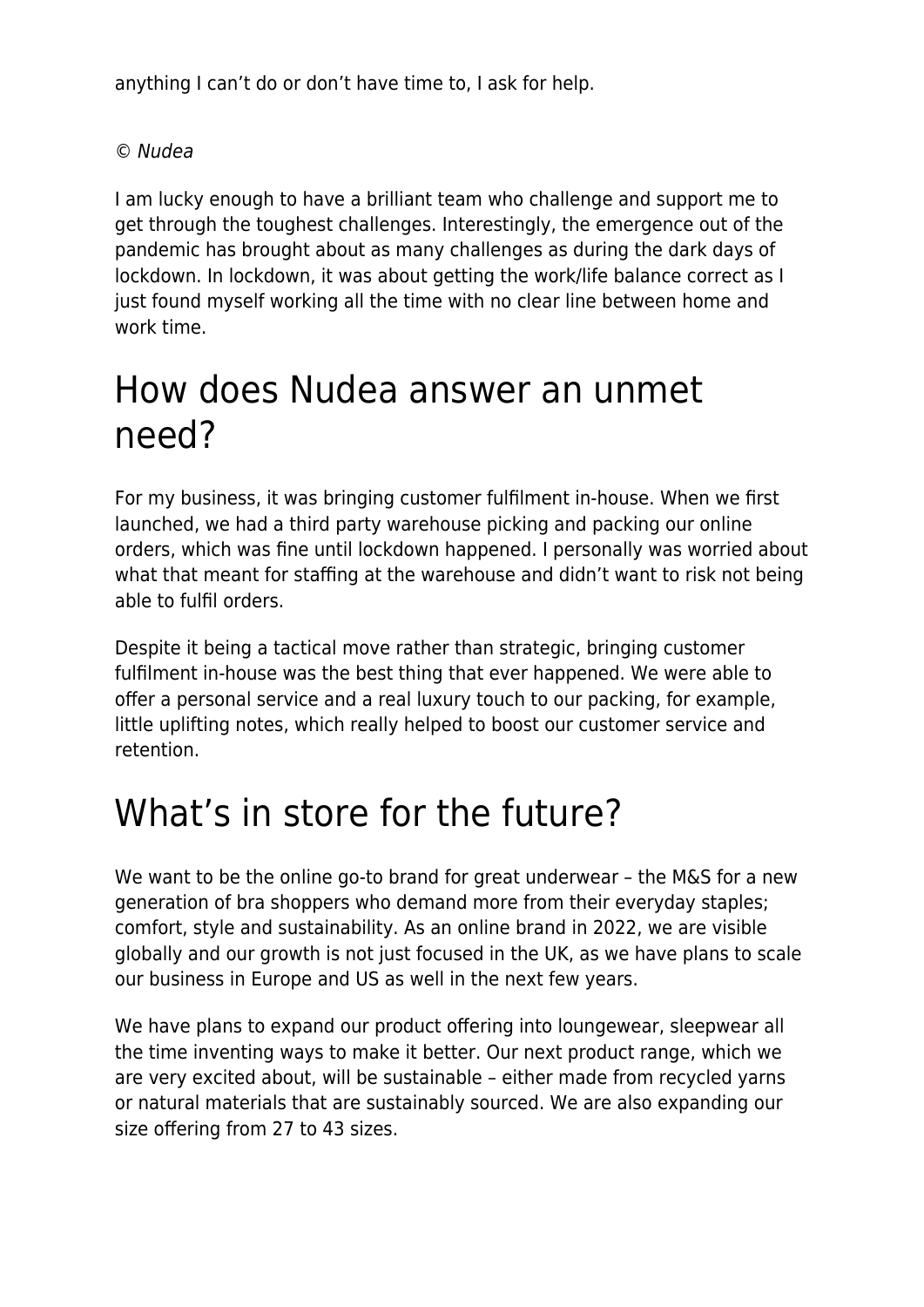anything I can’t do or don’t have time to, I ask for help.

*© Nudea*

I am lucky enough to have a brilliant team who challenge and support me to get through the toughest challenges. Interestingly, the emergence out of the pandemic has brought about as many challenges as during the dark days of lockdown. In lockdown, it was about getting the work/life balance correct as I just found myself working all the time with no clear line between home and work time.

# How does Nudea answer an unmet need?

For my business, it was bringing customer fulfilment in-house. When we first launched, we had a third party warehouse picking and packing our online orders, which was fine until lockdown happened. I personally was worried about what that meant for staffing at the warehouse and didn’t want to risk not being able to fulfil orders.

Despite it being a tactical move rather than strategic, bringing customer fulfilment in-house was the best thing that ever happened. We were able to offer a personal service and a real luxury touch to our packing, for example, little uplifting notes, which really helped to boost our customer service and retention.

# What’s in store for the future?

We want to be the online go-to brand for great underwear – the M&S for a new generation of bra shoppers who demand more from their everyday staples; comfort, style and sustainability. As an online brand in 2022, we are visible globally and our growth is not just focused in the UK, as we have plans to scale our business in Europe and US as well in the next few years.

We have plans to expand our product offering into loungewear, sleepwear all the time inventing ways to make it better. Our next product range, which we are very excited about, will be sustainable – either made from recycled yarns or natural materials that are sustainably sourced. We are also expanding our size offering from 27 to 43 sizes.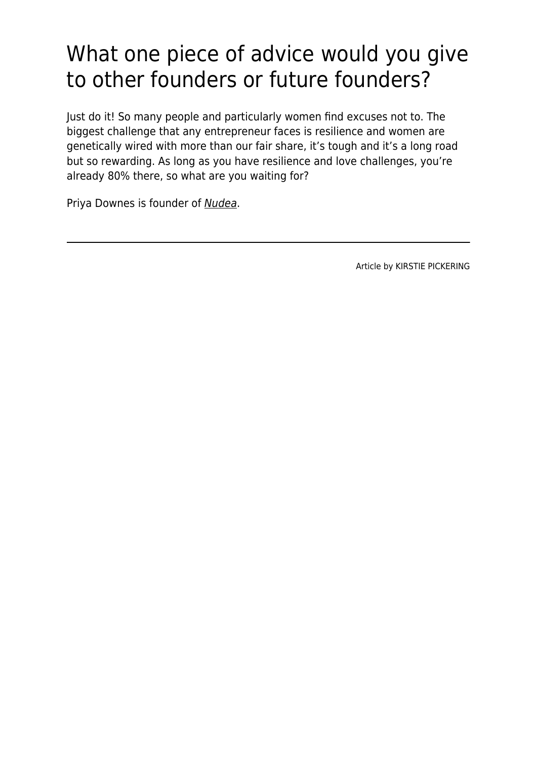# What one piece of advice would you give to other founders or future founders?

Just do it! So many people and particularly women find excuses not to. The biggest challenge that any entrepreneur faces is resilience and women are genetically wired with more than our fair share, it's tough and it's a long road but so rewarding. As long as you have resilience and love challenges, you're already 80% there, so what are you waiting for?

Priya Downes is founder of *Nudea*.

---

Article by KIRSTIE PICKERING